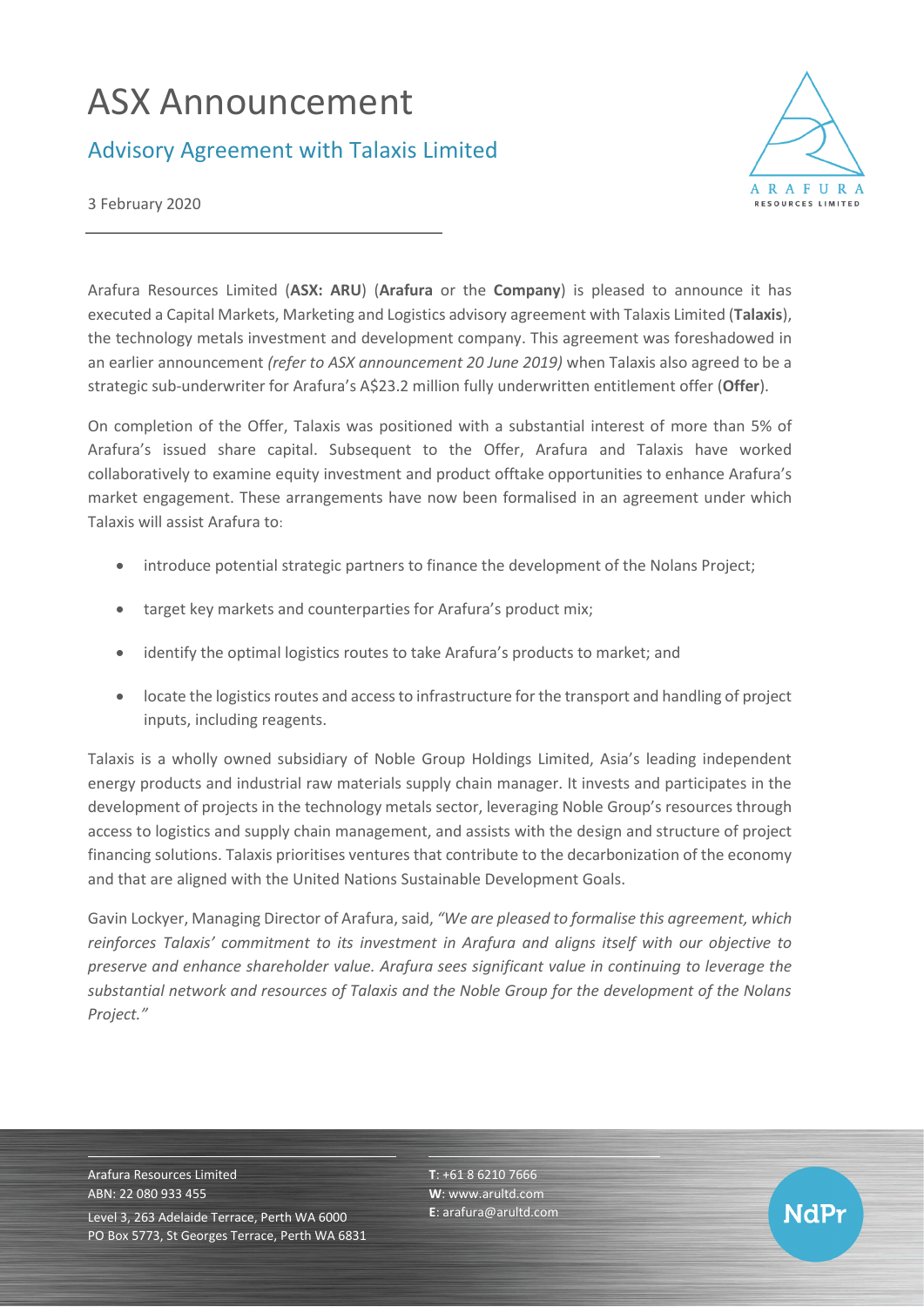# ASX Announcement

## Advisory Agreement with Talaxis Limited

3 February 2020

Arafura Resources Limited (**ASX: ARU**) (**Arafura** or the **Company**) is pleased to announce it has executed a Capital Markets, Marketing and Logistics advisory agreement with Talaxis Limited (**Talaxis**), the technology metals investment and development company. This agreement was foreshadowed in an earlier announcement *(refer to ASX announcement 20 June 2019)* when Talaxis also agreed to be a strategic sub-underwriter for Arafura's A$23.2 million fully underwritten entitlement offer (**Offer**).

On completion of the Offer, Talaxis was positioned with a substantial interest of more than 5% of Arafura's issued share capital. Subsequent to the Offer, Arafura and Talaxis have worked collaboratively to examine equity investment and product offtake opportunities to enhance Arafura's market engagement. These arrangements have now been formalised in an agreement under which Talaxis will assist Arafura to:

- introduce potential strategic partners to finance the development of the Nolans Project;
- target key markets and counterparties for Arafura's product mix;
- identify the optimal logistics routes to take Arafura's products to market; and
- locate the logistics routes and access to infrastructure for the transport and handling of project inputs, including reagents.

Talaxis is a wholly owned subsidiary of Noble Group Holdings Limited, Asia's leading independent energy products and industrial raw materials supply chain manager. It invests and participates in the development of projects in the technology metals sector, leveraging Noble Group's resources through access to logistics and supply chain management, and assists with the design and structure of project financing solutions. Talaxis prioritises ventures that contribute to the decarbonization of the economy and that are aligned with the United Nations Sustainable Development Goals.

Gavin Lockyer, Managing Director of Arafura, said, *"We are pleased to formalise this agreement, which reinforces Talaxis' commitment to its investment in Arafura and aligns itself with our objective to preserve and enhance shareholder value. Arafura sees significant value in continuing to leverage the substantial network and resources of Talaxis and the Noble Group for the development of the Nolans Project."*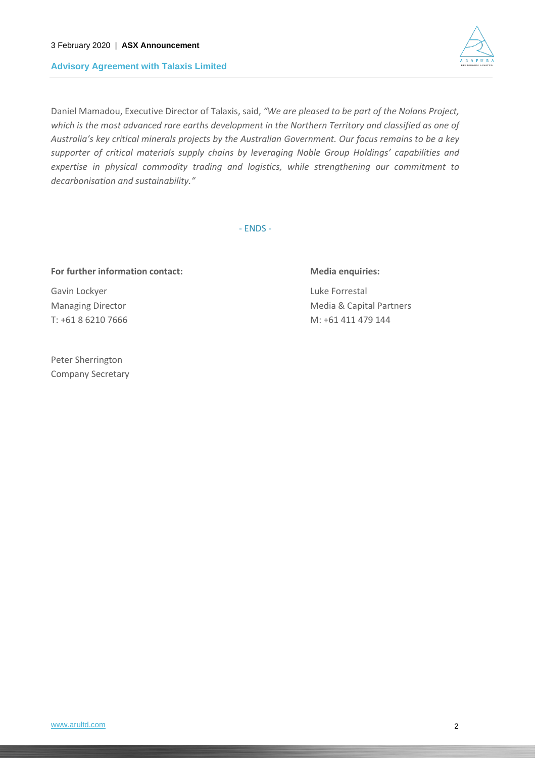Daniel Mamadou, Executive Director of Talaxis, said, *"We are pleased to be part of the Nolans Project, which is the most advanced rare earths development in the Northern Territory and classified as one of Australia's key critical minerals projects by the Australian Government. Our focus remains to be a key supporter of critical materials supply chains by leveraging Noble Group Holdings' capabilities and expertise in physical commodity trading and logistics, while strengthening our commitment to decarbonisation and sustainability."*

- ENDS -

**For further information contact:**

Gavin Lockyer
Managing Director
T: +61 8 6210 7666

Peter Sherrington
Company Secretary

**Media enquiries:**

Luke Forrestal
Media & Capital Partners
M: +61 411 479 144